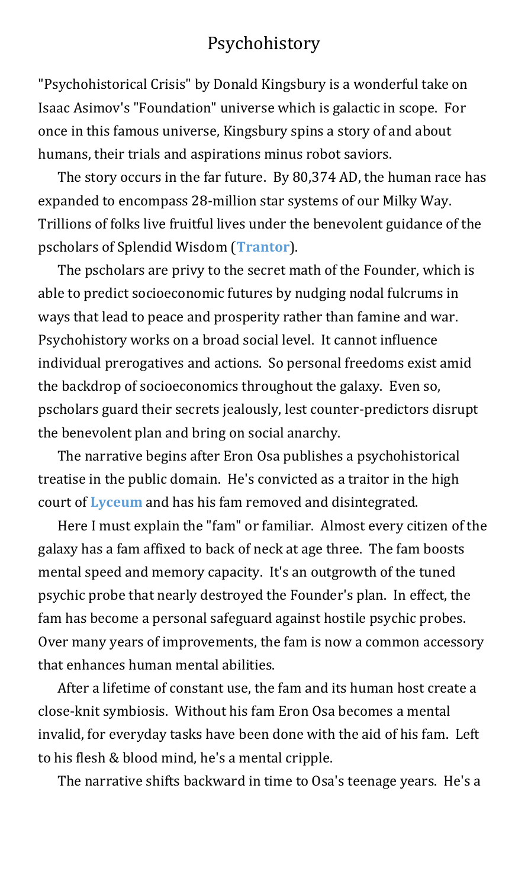# Psychohistory

"Psychohistorical Crisis" by Donald Kingsbury is a wonderful take on Isaac Asimov's "Foundation" universe which is galactic in scope. For once in this famous universe, Kingsbury spins a story of and about humans, their trials and aspirations minus robot saviors.

The story occurs in the far future. By 80,374 AD, the human race has expanded to encompass 28-million star systems of our Milky Way. Trillions of folks live fruitful lives under the benevolent guidance of the pscholars of Splendid Wisdom (**Trantor**).

The pscholars are privy to the secret math of the Founder, which is able to predict socioeconomic futures by nudging nodal fulcrums in ways that lead to peace and prosperity rather than famine and war. Psychohistory works on a broad social level. It cannot influence individual prerogatives and actions. So personal freedoms exist amid the backdrop of socioeconomics throughout the galaxy. Even so, pscholars guard their secrets jealously, lest counter-predictors disrupt the benevolent plan and bring on social anarchy.

The narrative begins after Eron Osa publishes a psychohistorical treatise in the public domain. He's convicted as a traitor in the high court of **Lyceum** and has his fam removed and disintegrated.

Here I must explain the "fam" or familiar. Almost every citizen of the galaxy has a fam affixed to back of neck at age three. The fam boosts mental speed and memory capacity. It's an outgrowth of the tuned psychic probe that nearly destroyed the Founder's plan. In effect, the fam has become a personal safeguard against hostile psychic probes. Over many years of improvements, the fam is now a common accessory that enhances human mental abilities.

After a lifetime of constant use, the fam and its human host create a close-knit symbiosis. Without his fam Eron Osa becomes a mental invalid, for everyday tasks have been done with the aid of his fam. Left to his flesh & blood mind, he's a mental cripple.

The narrative shifts backward in time to Osa's teenage years. He's a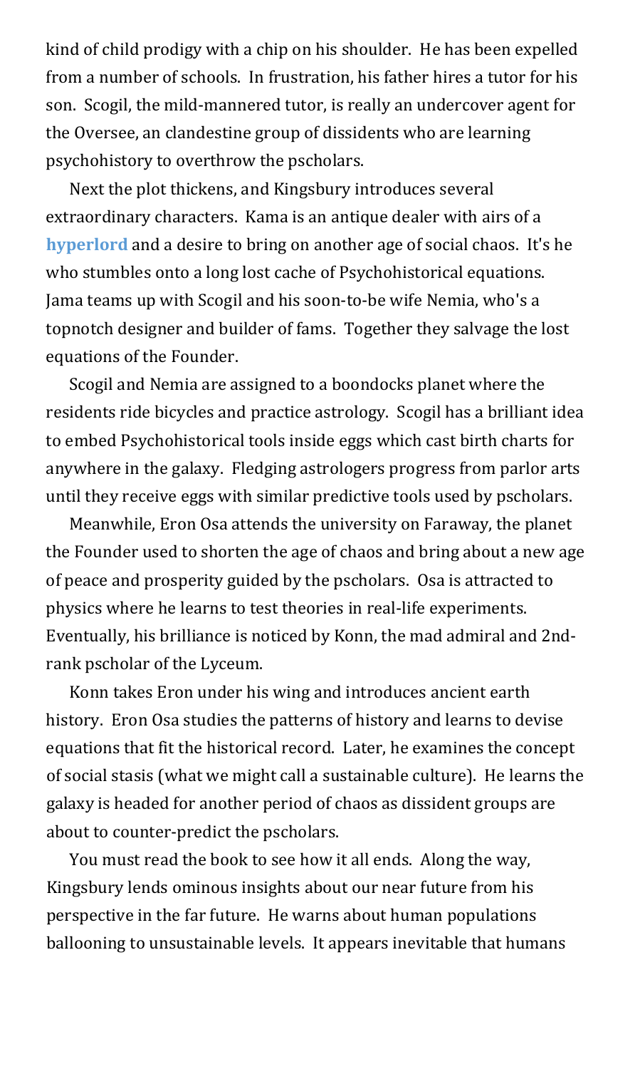kind of child prodigy with a chip on his shoulder. He has been expelled from a number of schools. In frustration, his father hires a tutor for his son. Scogil, the mild-mannered tutor, is really an undercover agent for the Oversee, an clandestine group of dissidents who are learning psychohistory to overthrow the pscholars.

Next the plot thickens, and Kingsbury introduces several extraordinary characters. Kama is an antique dealer with airs of a **hyperlord** and a desire to bring on another age of social chaos. It's he who stumbles onto a long lost cache of Psychohistorical equations. Jama teams up with Scogil and his soon-to-be wife Nemia, who's a topnotch designer and builder of fams. Together they salvage the lost equations of the Founder.

Scogil and Nemia are assigned to a boondocks planet where the residents ride bicycles and practice astrology. Scogil has a brilliant idea to embed Psychohistorical tools inside eggs which cast birth charts for anywhere in the galaxy. Fledging astrologers progress from parlor arts until they receive eggs with similar predictive tools used by pscholars.

Meanwhile, Eron Osa attends the university on Faraway, the planet the Founder used to shorten the age of chaos and bring about a new age of peace and prosperity guided by the pscholars. Osa is attracted to physics where he learns to test theories in real-life experiments. Eventually, his brilliance is noticed by Konn, the mad admiral and 2nd-rank pscholar of the Lyceum.

Konn takes Eron under his wing and introduces ancient earth history. Eron Osa studies the patterns of history and learns to devise equations that fit the historical record. Later, he examines the concept of social stasis (what we might call a sustainable culture). He learns the galaxy is headed for another period of chaos as dissident groups are about to counter-predict the pscholars.

You must read the book to see how it all ends. Along the way, Kingsbury lends ominous insights about our near future from his perspective in the far future. He warns about human populations ballooning to unsustainable levels. It appears inevitable that humans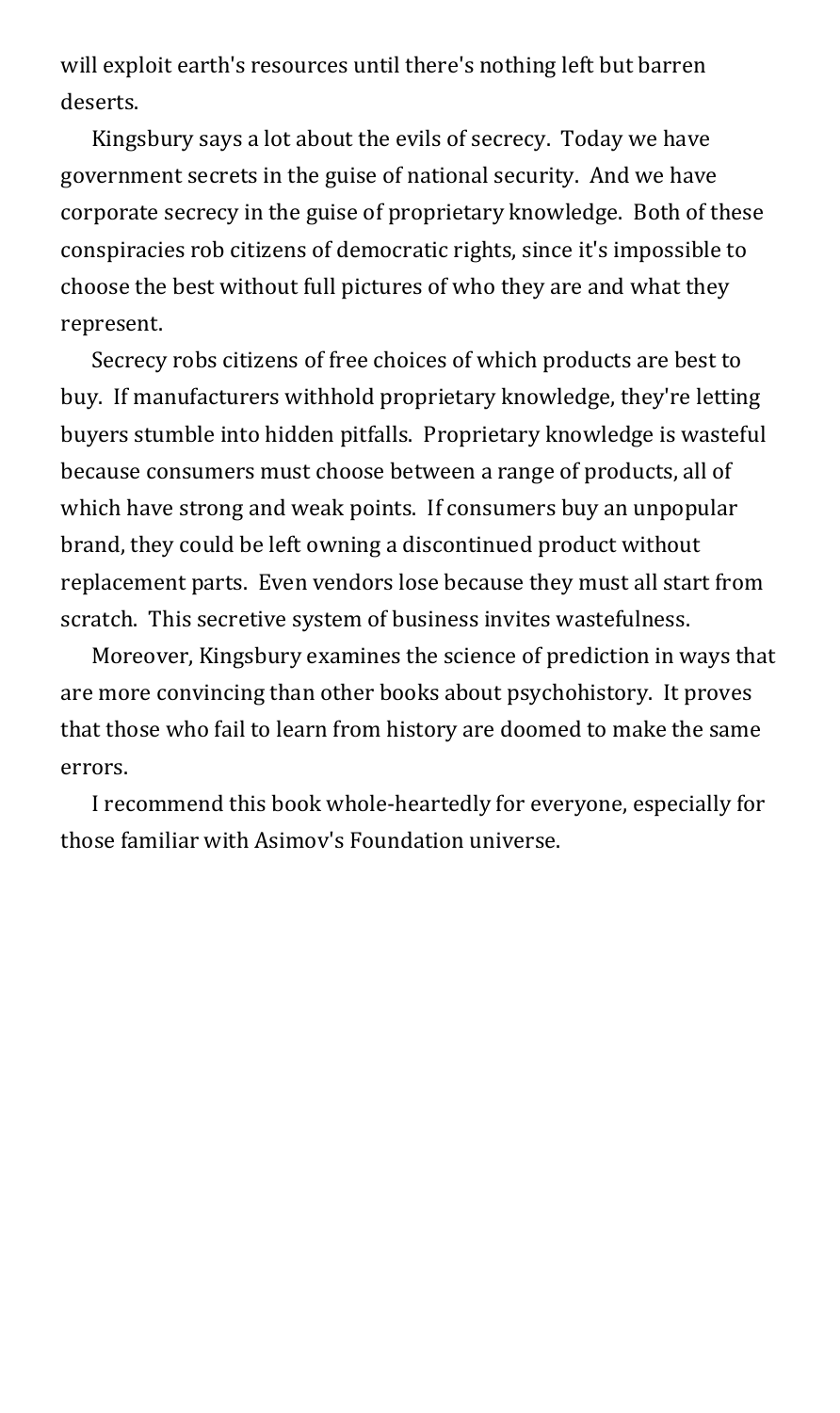will exploit earth's resources until there's nothing left but barren deserts.

Kingsbury says a lot about the evils of secrecy. Today we have government secrets in the guise of national security. And we have corporate secrecy in the guise of proprietary knowledge. Both of these conspiracies rob citizens of democratic rights, since it's impossible to choose the best without full pictures of who they are and what they represent.

Secrecy robs citizens of free choices of which products are best to buy. If manufacturers withhold proprietary knowledge, they're letting buyers stumble into hidden pitfalls. Proprietary knowledge is wasteful because consumers must choose between a range of products, all of which have strong and weak points. If consumers buy an unpopular brand, they could be left owning a discontinued product without replacement parts. Even vendors lose because they must all start from scratch. This secretive system of business invites wastefulness.

Moreover, Kingsbury examines the science of prediction in ways that are more convincing than other books about psychohistory. It proves that those who fail to learn from history are doomed to make the same errors.

I recommend this book whole-heartedly for everyone, especially for those familiar with Asimov's Foundation universe.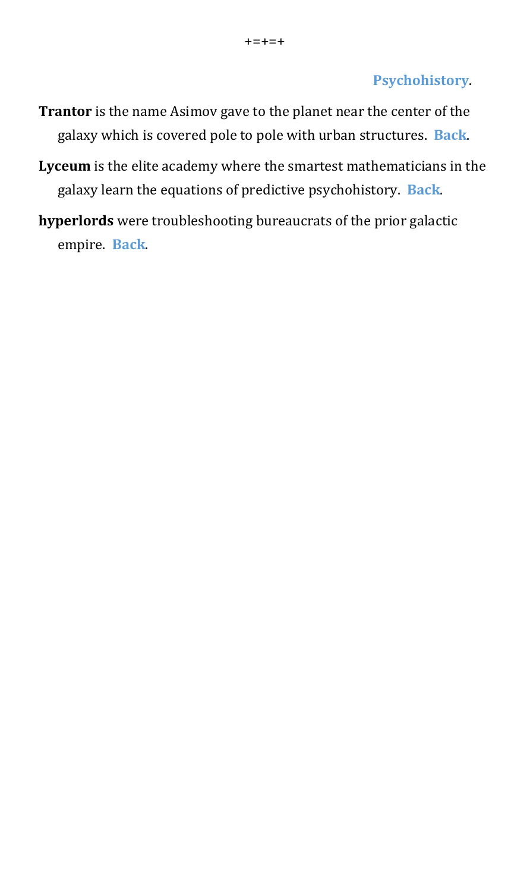+=+=+

**Psychohistory**.

**Trantor** is the name Asimov gave to the planet near the center of the galaxy which is covered pole to pole with urban structures. **Back**.

**Lyceum** is the elite academy where the smartest mathematicians in the galaxy learn the equations of predictive psychohistory. **Back**.

**hyperlords** were troubleshooting bureaucrats of the prior galactic empire. **Back**.